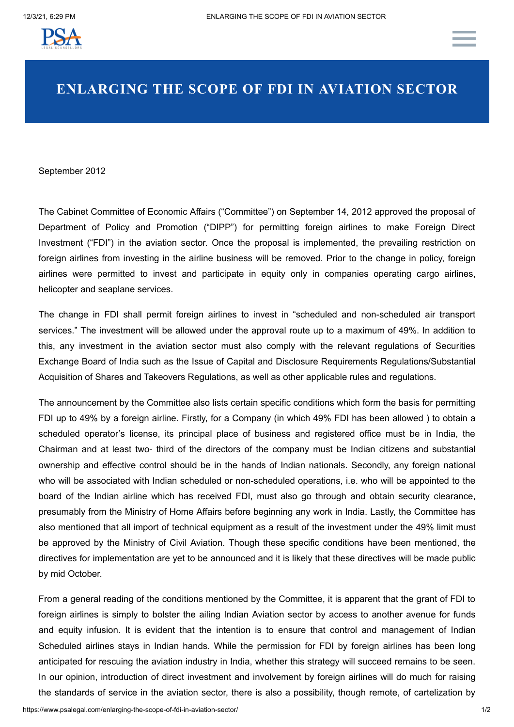# ENLARGING THE SCOPE OF FDI IN AVIATION SECTOR

September 2012

The Cabinet Committee of Economic Affairs ("Committee") on September 14, 2012 approved the proposal of Department of Policy and Promotion ("DIPP") for permitting foreign airlines to make Foreign Direct Investment ("FDI") in the aviation sector. Once the proposal is implemented, the prevailing restriction on foreign airlines from investing in the airline business will be removed. Prior to the change in policy, foreign airlines were permitted to invest and participate in equity only in companies operating cargo airlines, helicopter and seaplane services.

The change in FDI shall permit foreign airlines to invest in "scheduled and non-scheduled air transport services." The investment will be allowed under the approval route up to a maximum of 49%. In addition to this, any investment in the aviation sector must also comply with the relevant regulations of Securities Exchange Board of India such as the Issue of Capital and Disclosure Requirements Regulations/Substantial Acquisition of Shares and Takeovers Regulations, as well as other applicable rules and regulations.

The announcement by the Committee also lists certain specific conditions which form the basis for permitting FDI up to 49% by a foreign airline. Firstly, for a Company (in which 49% FDI has been allowed ) to obtain a scheduled operator's license, its principal place of business and registered office must be in India, the Chairman and at least two- third of the directors of the company must be Indian citizens and substantial ownership and effective control should be in the hands of Indian nationals. Secondly, any foreign national who will be associated with Indian scheduled or non-scheduled operations, i.e. who will be appointed to the board of the Indian airline which has received FDI, must also go through and obtain security clearance, presumably from the Ministry of Home Affairs before beginning any work in India. Lastly, the Committee has also mentioned that all import of technical equipment as a result of the investment under the 49% limit must be approved by the Ministry of Civil Aviation. Though these specific conditions have been mentioned, the directives for implementation are yet to be announced and it is likely that these directives will be made public by mid October.

From a general reading of the conditions mentioned by the Committee, it is apparent that the grant of FDI to foreign airlines is simply to bolster the ailing Indian Aviation sector by access to another avenue for funds and equity infusion. It is evident that the intention is to ensure that control and management of Indian Scheduled airlines stays in Indian hands. While the permission for FDI by foreign airlines has been long anticipated for rescuing the aviation industry in India, whether this strategy will succeed remains to be seen. In our opinion, introduction of direct investment and involvement by foreign airlines will do much for raising the standards of service in the aviation sector, there is also a possibility, though remote, of cartelization by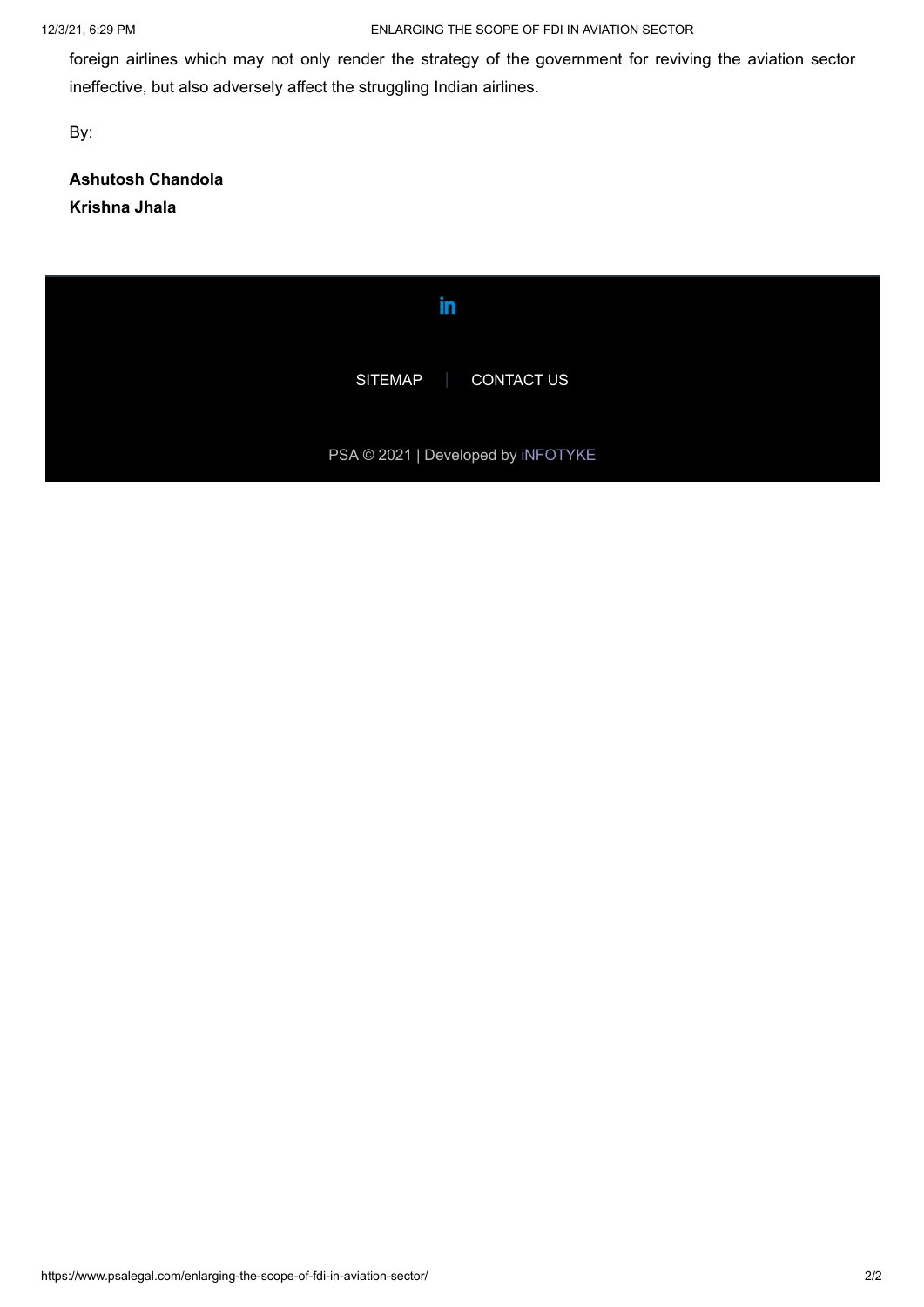foreign airlines which may not only render the strategy of the government for reviving the aviation sector ineffective, but also adversely affect the struggling Indian airlines.

By:

**Ashutosh Chandola**
**Krishna Jhala**

SITEMAP | CONTACT US

PSA © 2021 | Developed by iNFOTYKE